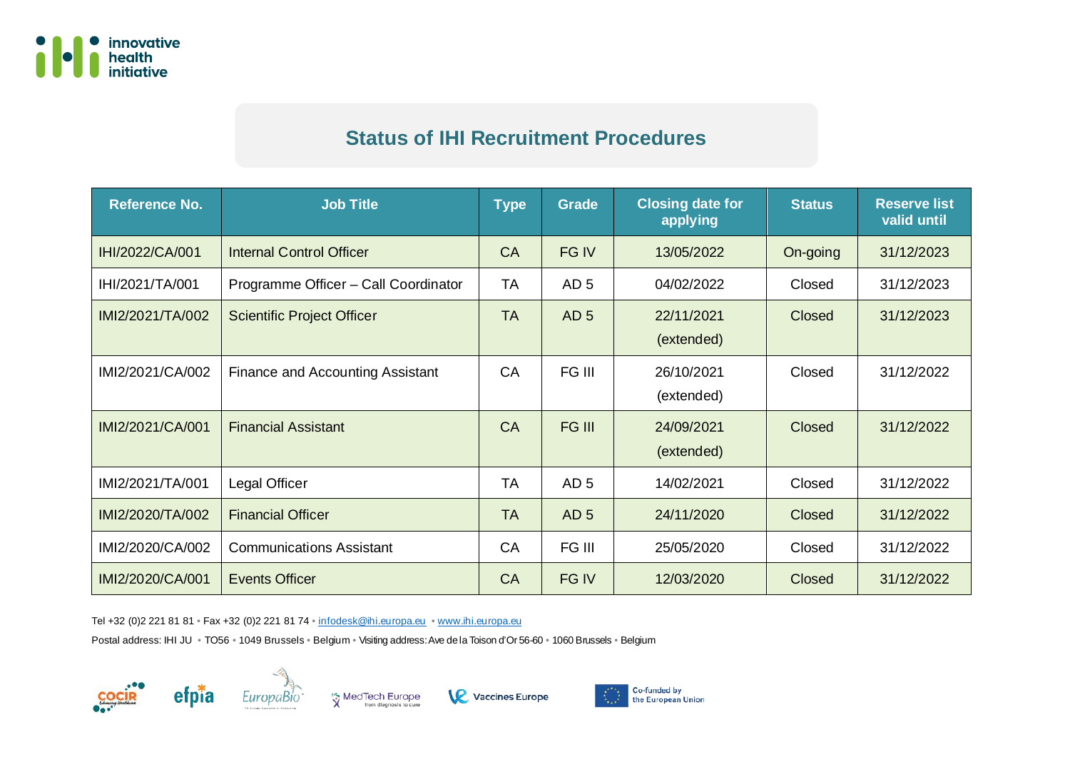# Status of IHI Recruitment Procedures

| Reference No. | Job Title | Type | Grade | Closing date for applying | Status | Reserve list valid until |
|---|---|---|---|---|---|---|
| IHI/2022/CA/001 | Internal Control Officer | CA | FG IV | 13/05/2022 | On-going | 31/12/2023 |
| IHI/2021/TA/001 | Programme Officer – Call Coordinator | TA | AD 5 | 04/02/2022 | Closed | 31/12/2023 |
| IMI2/2021/TA/002 | Scientific Project Officer | TA | AD 5 | 22/11/2021 (extended) | Closed | 31/12/2023 |
| IMI2/2021/CA/002 | Finance and Accounting Assistant | CA | FG III | 26/10/2021 (extended) | Closed | 31/12/2022 |
| IMI2/2021/CA/001 | Financial Assistant | CA | FG III | 24/09/2021 (extended) | Closed | 31/12/2022 |
| IMI2/2021/TA/001 | Legal Officer | TA | AD 5 | 14/02/2021 | Closed | 31/12/2022 |
| IMI2/2020/TA/002 | Financial Officer | TA | AD 5 | 24/11/2020 | Closed | 31/12/2022 |
| IMI2/2020/CA/002 | Communications Assistant | CA | FG III | 25/05/2020 | Closed | 31/12/2022 |
| IMI2/2020/CA/001 | Events Officer | CA | FG IV | 12/03/2020 | Closed | 31/12/2022 |

Tel +32 (0)2 221 81 81 • Fax +32 (0)2 221 81 74 • infodesk@ihi.europa.eu • www.ihi.europa.eu

Postal address: IHI JU • TO56 • 1049 Brussels • Belgium • Visiting address: Ave de la Toison d'Or 56-60 • 1060 Brussels • Belgium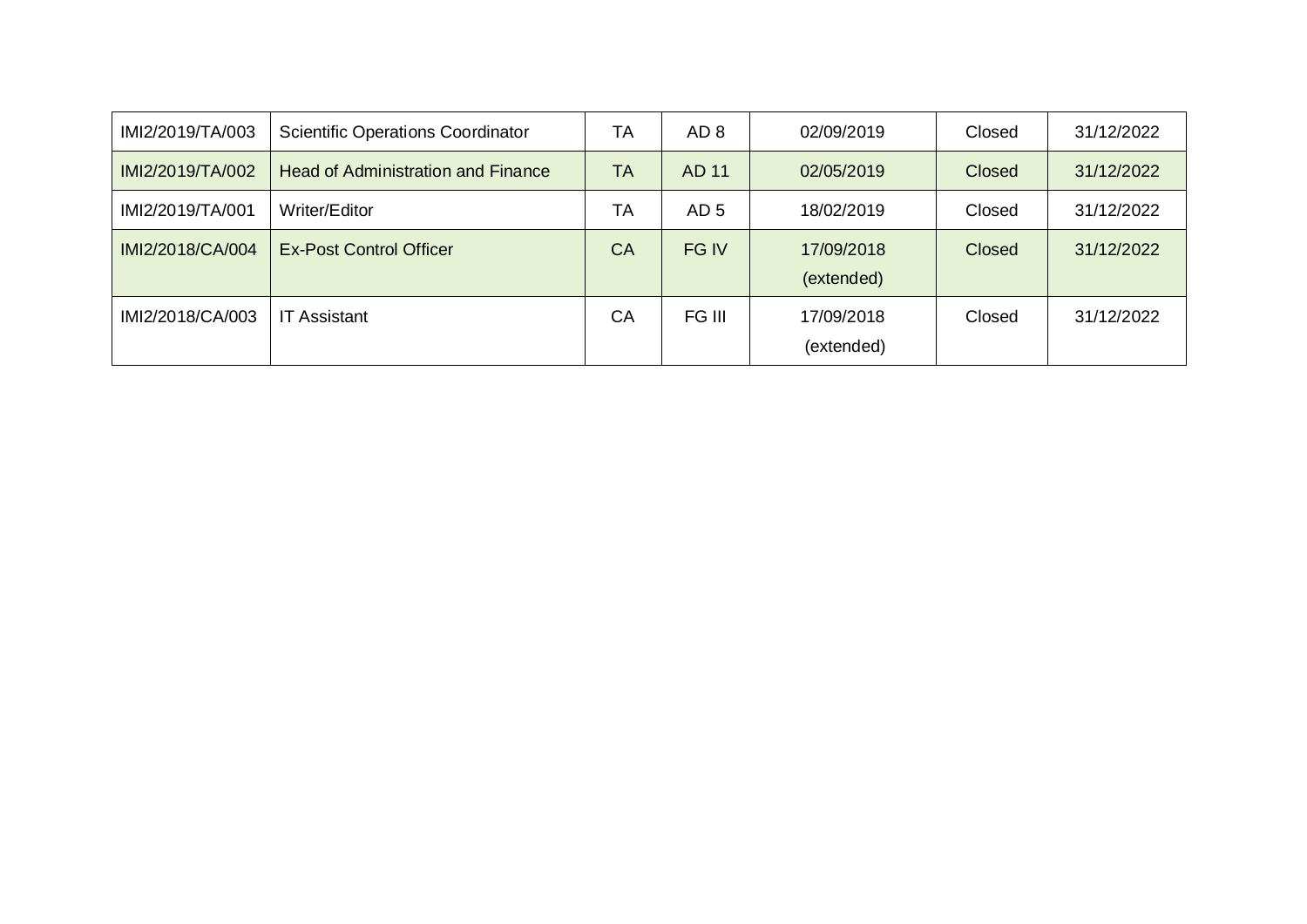| | | | | | | |
|---|---|---|---|---|---|---|
| IMI2/2019/TA/003 | Scientific Operations Coordinator | TA | AD 8 | 02/09/2019 | Closed | 31/12/2022 |
| IMI2/2019/TA/002 | Head of Administration and Finance | TA | AD 11 | 02/05/2019 | Closed | 31/12/2022 |
| IMI2/2019/TA/001 | Writer/Editor | TA | AD 5 | 18/02/2019 | Closed | 31/12/2022 |
| IMI2/2018/CA/004 | Ex-Post Control Officer | CA | FG IV | 17/09/2018 (extended) | Closed | 31/12/2022 |
| IMI2/2018/CA/003 | IT Assistant | CA | FG III | 17/09/2018 (extended) | Closed | 31/12/2022 |